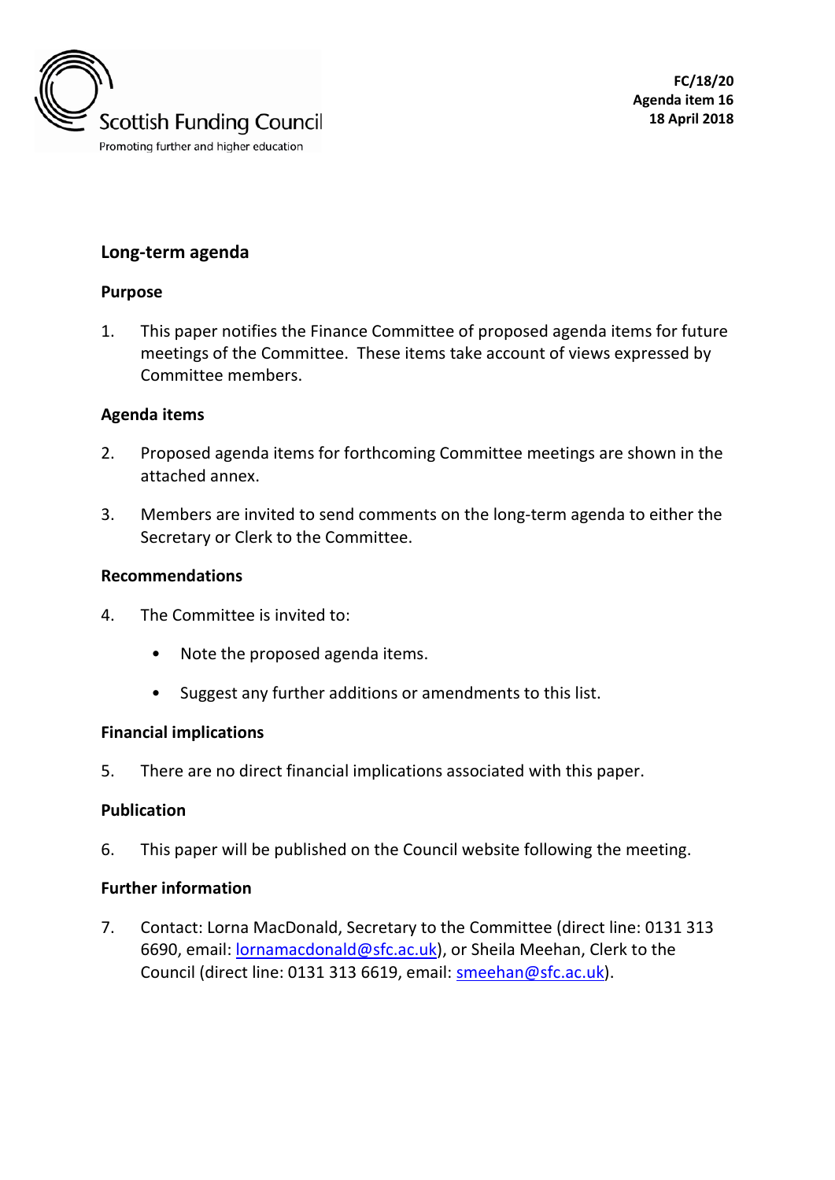Scottish Funding Council
Promoting further and higher education

**FC/18/20**
**Agenda item 16**
**18 April 2018**

## Long-term agenda

### Purpose

1. This paper notifies the Finance Committee of proposed agenda items for future meetings of the Committee. These items take account of views expressed by Committee members.

### Agenda items

2. Proposed agenda items for forthcoming Committee meetings are shown in the attached annex.

3. Members are invited to send comments on the long-term agenda to either the Secretary or Clerk to the Committee.

### Recommendations

4. The Committee is invited to:

   - Note the proposed agenda items.

   - Suggest any further additions or amendments to this list.

### Financial implications

5. There are no direct financial implications associated with this paper.

### Publication

6. This paper will be published on the Council website following the meeting.

### Further information

7. Contact: Lorna MacDonald, Secretary to the Committee (direct line: 0131 313 6690, email: lornamacdonald@sfc.ac.uk), or Sheila Meehan, Clerk to the Council (direct line: 0131 313 6619, email: smeehan@sfc.ac.uk).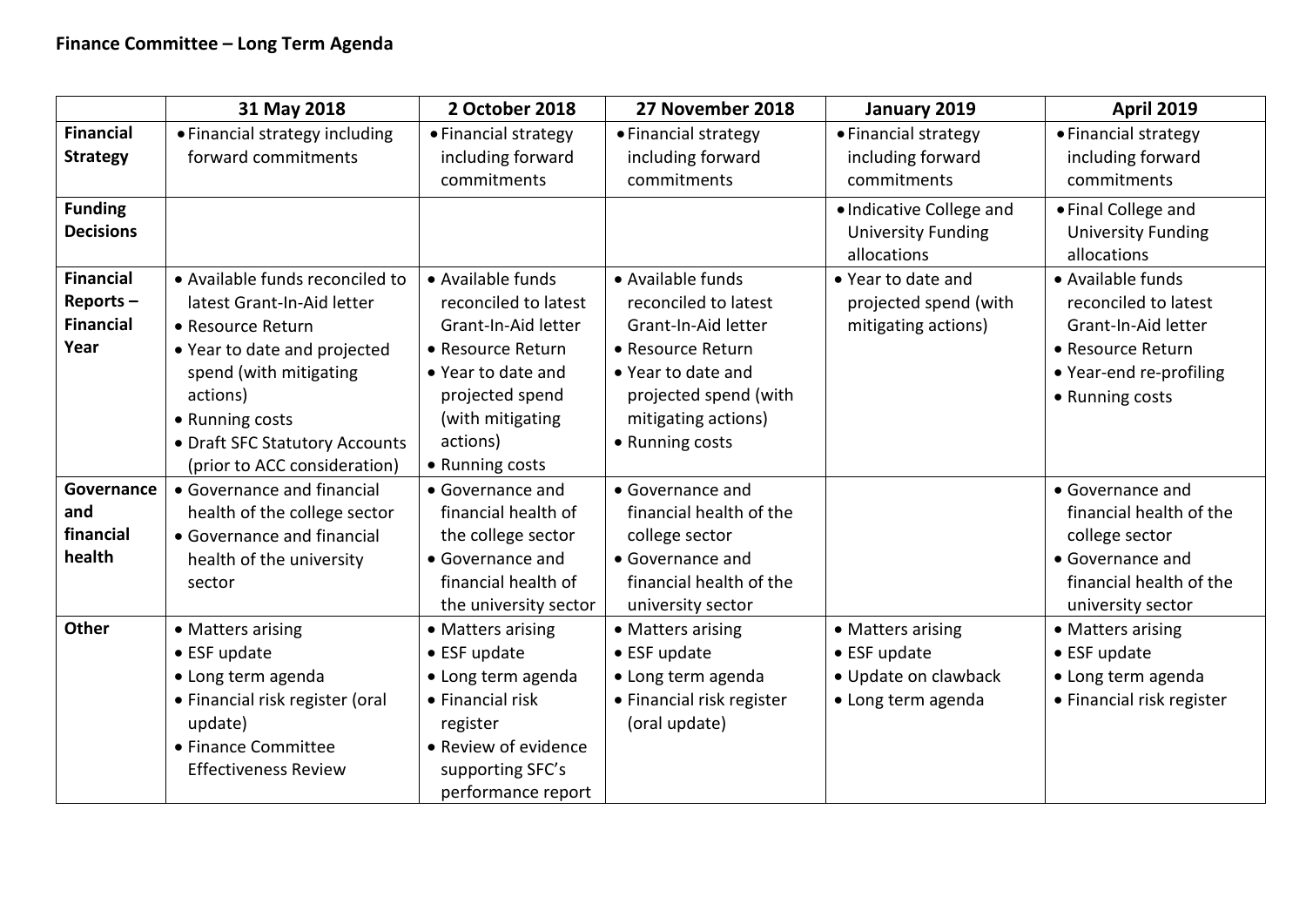**Finance Committee – Long Term Agenda**

| | 31 May 2018 | 2 October 2018 | 27 November 2018 | January 2019 | April 2019 |
|---|---|---|---|---|---|
| **Financial Strategy** | • Financial strategy including forward commitments | • Financial strategy including forward commitments | • Financial strategy including forward commitments | • Financial strategy including forward commitments | • Financial strategy including forward commitments |
| **Funding Decisions** | | | | • Indicative College and University Funding allocations | • Final College and University Funding allocations |
| **Financial Reports – Financial Year** | • Available funds reconciled to latest Grant-In-Aid letter<br>• Resource Return<br>• Year to date and projected spend (with mitigating actions)<br>• Running costs<br>• Draft SFC Statutory Accounts (prior to ACC consideration) | • Available funds reconciled to latest Grant-In-Aid letter<br>• Resource Return<br>• Year to date and projected spend (with mitigating actions)<br>• Running costs | • Available funds reconciled to latest Grant-In-Aid letter<br>• Resource Return<br>• Year to date and projected spend (with mitigating actions)<br>• Running costs | • Year to date and projected spend (with mitigating actions) | • Available funds reconciled to latest Grant-In-Aid letter<br>• Resource Return<br>• Year-end re-profiling<br>• Running costs |
| **Governance and financial health** | • Governance and financial health of the college sector<br>• Governance and financial health of the university sector | • Governance and financial health of the college sector<br>• Governance and financial health of the university sector | • Governance and financial health of the college sector<br>• Governance and financial health of the university sector | | • Governance and financial health of the college sector<br>• Governance and financial health of the university sector |
| **Other** | • Matters arising<br>• ESF update<br>• Long term agenda<br>• Financial risk register (oral update)<br>• Finance Committee Effectiveness Review | • Matters arising<br>• ESF update<br>• Long term agenda<br>• Financial risk register<br>• Review of evidence supporting SFC's performance report | • Matters arising<br>• ESF update<br>• Long term agenda<br>• Financial risk register (oral update) | • Matters arising<br>• ESF update<br>• Update on clawback<br>• Long term agenda | • Matters arising<br>• ESF update<br>• Long term agenda<br>• Financial risk register |